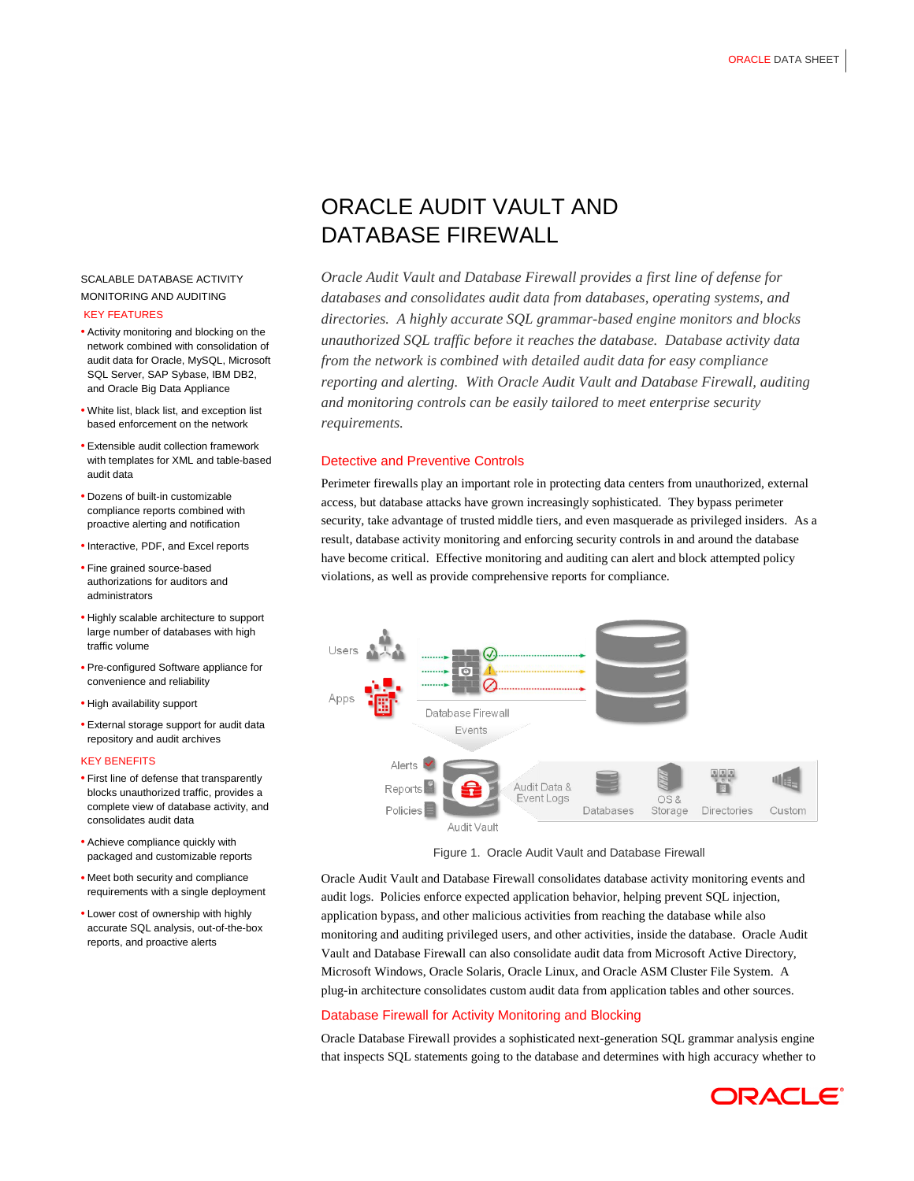# ORACLE AUDIT VAULT AND DATABASE FIREWALL

*Oracle Audit Vault and Database Firewall provides a first line of defense for databases and consolidates audit data from databases, operating systems, and directories. A highly accurate SQL grammar-based engine monitors and blocks unauthorized SQL traffic before it reaches the database. Database activity data from the network is combined with detailed audit data for easy compliance reporting and alerting. With Oracle Audit Vault and Database Firewall, auditing and monitoring controls can be easily tailored to meet enterprise security requirements.*

SCALABLE DATABASE ACTIVITY MONITORING AND AUDITING

### KEY FEATURES

- Activity monitoring and blocking on the network combined with consolidation of audit data for Oracle, MySQL, Microsoft SQL Server, SAP Sybase, IBM DB2, and Oracle Big Data Appliance
- White list, black list, and exception list based enforcement on the network
- Extensible audit collection framework with templates for XML and table-based audit data
- Dozens of built-in customizable compliance reports combined with proactive alerting and notification
- Interactive, PDF, and Excel reports
- Fine grained source-based authorizations for auditors and administrators
- Highly scalable architecture to support large number of databases with high traffic volume
- Pre-configured Software appliance for convenience and reliability
- High availability support
- External storage support for audit data repository and audit archives

### KEY BENEFITS

- First line of defense that transparently blocks unauthorized traffic, provides a complete view of database activity, and consolidates audit data
- Achieve compliance quickly with packaged and customizable reports
- Meet both security and compliance requirements with a single deployment
- Lower cost of ownership with highly accurate SQL analysis, out-of-the-box reports, and proactive alerts

## Detective and Preventive Controls

Perimeter firewalls play an important role in protecting data centers from unauthorized, external access, but database attacks have grown increasingly sophisticated. They bypass perimeter security, take advantage of trusted middle tiers, and even masquerade as privileged insiders. As a result, database activity monitoring and enforcing security controls in and around the database have become critical. Effective monitoring and auditing can alert and block attempted policy violations, as well as provide comprehensive reports for compliance.

Figure 1. Oracle Audit Vault and Database Firewall

Oracle Audit Vault and Database Firewall consolidates database activity monitoring events and audit logs. Policies enforce expected application behavior, helping prevent SQL injection, application bypass, and other malicious activities from reaching the database while also monitoring and auditing privileged users, and other activities, inside the database. Oracle Audit Vault and Database Firewall can also consolidate audit data from Microsoft Active Directory, Microsoft Windows, Oracle Solaris, Oracle Linux, and Oracle ASM Cluster File System. A plug-in architecture consolidates custom audit data from application tables and other sources.

## Database Firewall for Activity Monitoring and Blocking

Oracle Database Firewall provides a sophisticated next-generation SQL grammar analysis engine that inspects SQL statements going to the database and determines with high accuracy whether to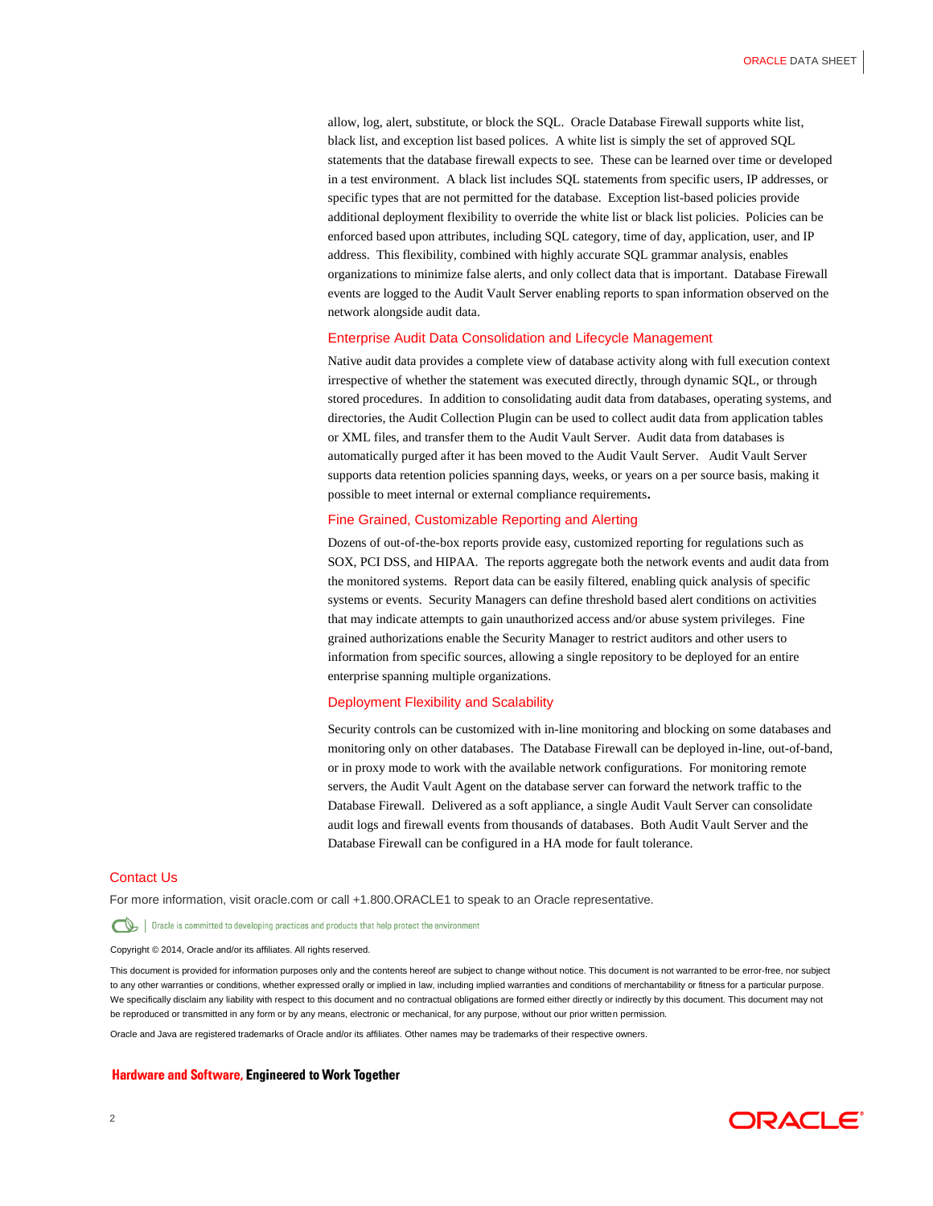allow, log, alert, substitute, or block the SQL. Oracle Database Firewall supports white list, black list, and exception list based polices. A white list is simply the set of approved SQL statements that the database firewall expects to see. These can be learned over time or developed in a test environment. A black list includes SQL statements from specific users, IP addresses, or specific types that are not permitted for the database. Exception list-based policies provide additional deployment flexibility to override the white list or black list policies. Policies can be enforced based upon attributes, including SQL category, time of day, application, user, and IP address. This flexibility, combined with highly accurate SQL grammar analysis, enables organizations to minimize false alerts, and only collect data that is important. Database Firewall events are logged to the Audit Vault Server enabling reports to span information observed on the network alongside audit data.

## Enterprise Audit Data Consolidation and Lifecycle Management

Native audit data provides a complete view of database activity along with full execution context irrespective of whether the statement was executed directly, through dynamic SQL, or through stored procedures. In addition to consolidating audit data from databases, operating systems, and directories, the Audit Collection Plugin can be used to collect audit data from application tables or XML files, and transfer them to the Audit Vault Server. Audit data from databases is automatically purged after it has been moved to the Audit Vault Server. Audit Vault Server supports data retention policies spanning days, weeks, or years on a per source basis, making it possible to meet internal or external compliance requirements.

## Fine Grained, Customizable Reporting and Alerting

Dozens of out-of-the-box reports provide easy, customized reporting for regulations such as SOX, PCI DSS, and HIPAA. The reports aggregate both the network events and audit data from the monitored systems. Report data can be easily filtered, enabling quick analysis of specific systems or events. Security Managers can define threshold based alert conditions on activities that may indicate attempts to gain unauthorized access and/or abuse system privileges. Fine grained authorizations enable the Security Manager to restrict auditors and other users to information from specific sources, allowing a single repository to be deployed for an entire enterprise spanning multiple organizations.

## Deployment Flexibility and Scalability

Security controls can be customized with in-line monitoring and blocking on some databases and monitoring only on other databases. The Database Firewall can be deployed in-line, out-of-band, or in proxy mode to work with the available network configurations. For monitoring remote servers, the Audit Vault Agent on the database server can forward the network traffic to the Database Firewall. Delivered as a soft appliance, a single Audit Vault Server can consolidate audit logs and firewall events from thousands of databases. Both Audit Vault Server and the Database Firewall can be configured in a HA mode for fault tolerance.

## Contact Us

For more information, visit oracle.com or call +1.800.ORACLE1 to speak to an Oracle representative.

Oracle is committed to developing practices and products that help protect the environment

Copyright © 2014, Oracle and/or its affiliates. All rights reserved.

This document is provided for information purposes only and the contents hereof are subject to change without notice. This document is not warranted to be error-free, nor subject to any other warranties or conditions, whether expressed orally or implied in law, including implied warranties and conditions of merchantability or fitness for a particular purpose. We specifically disclaim any liability with respect to this document and no contractual obligations are formed either directly or indirectly by this document. This document may not be reproduced or transmitted in any form or by any means, electronic or mechanical, for any purpose, without our prior written permission.

Oracle and Java are registered trademarks of Oracle and/or its affiliates. Other names may be trademarks of their respective owners.

**Hardware and Software, Engineered to Work Together**